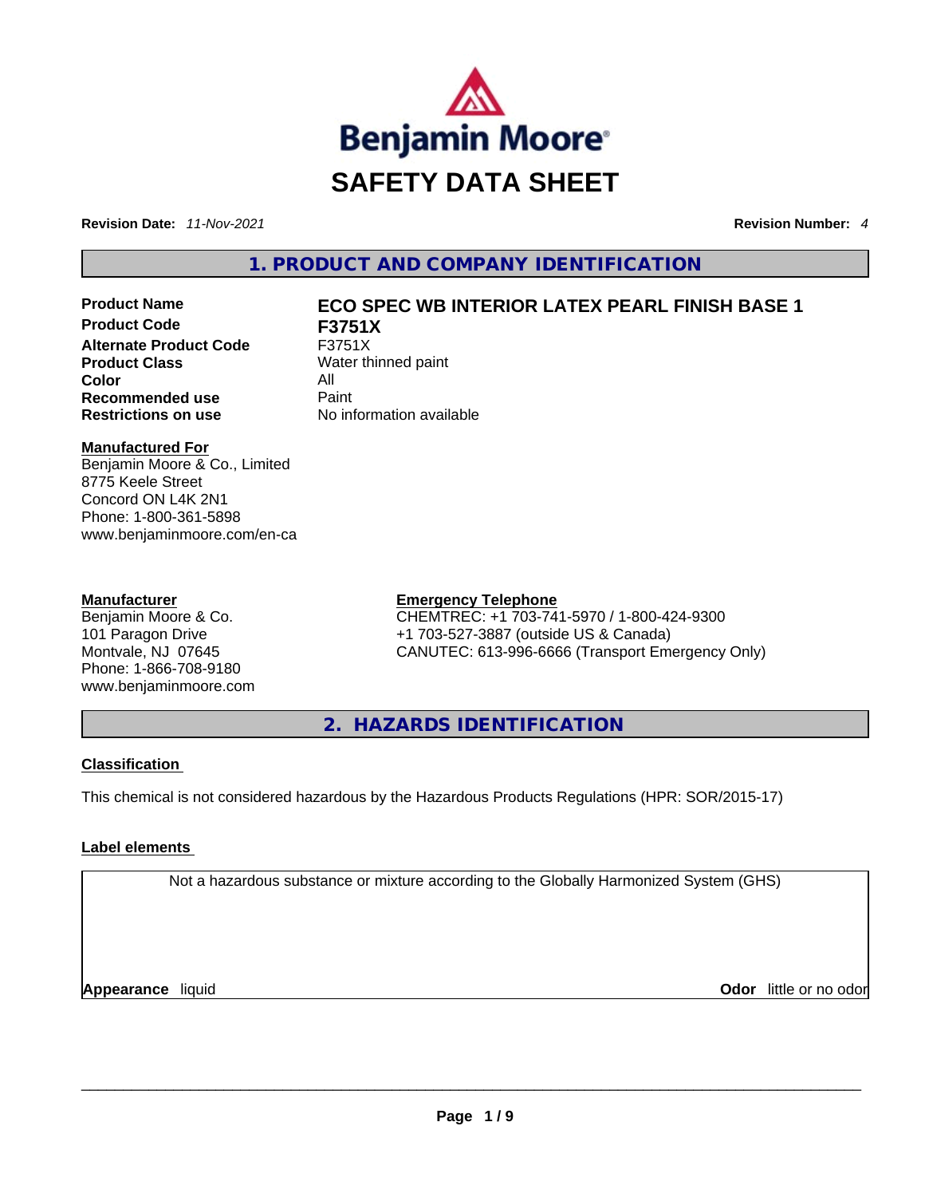Benjamin Moore

# SAFETY DATA SHEET

**Revision Date:** *11-Nov-2021* **Revision Number:** *4*

## 1. PRODUCT AND COMPANY IDENTIFICATION

| | |
|---|---|
| **Product Name** | **ECO SPEC WB INTERIOR LATEX PEARL FINISH BASE 1** |
| **Product Code** | **F3751X** |
| **Alternate Product Code** | F3751X |
| **Product Class** | Water thinned paint |
| **Color** | All |
| **Recommended use** | Paint |
| **Restrictions on use** | No information available |

**Manufactured For**
Benjamin Moore & Co., Limited
8775 Keele Street
Concord ON L4K 2N1
Phone: 1-800-361-5898
www.benjaminmoore.com/en-ca

**Manufacturer**
Benjamin Moore & Co.
101 Paragon Drive
Montvale, NJ 07645
Phone: 1-866-708-9180
www.benjaminmoore.com

**Emergency Telephone**
CHEMTREC: +1 703-741-5970 / 1-800-424-9300
+1 703-527-3887 (outside US & Canada)
CANUTEC: 613-996-6666 (Transport Emergency Only)

## 2. HAZARDS IDENTIFICATION

**Classification**

This chemical is not considered hazardous by the Hazardous Products Regulations (HPR: SOR/2015-17)

**Label elements**

Not a hazardous substance or mixture according to the Globally Harmonized System (GHS)

**Appearance** liquid **Odor** little or no odor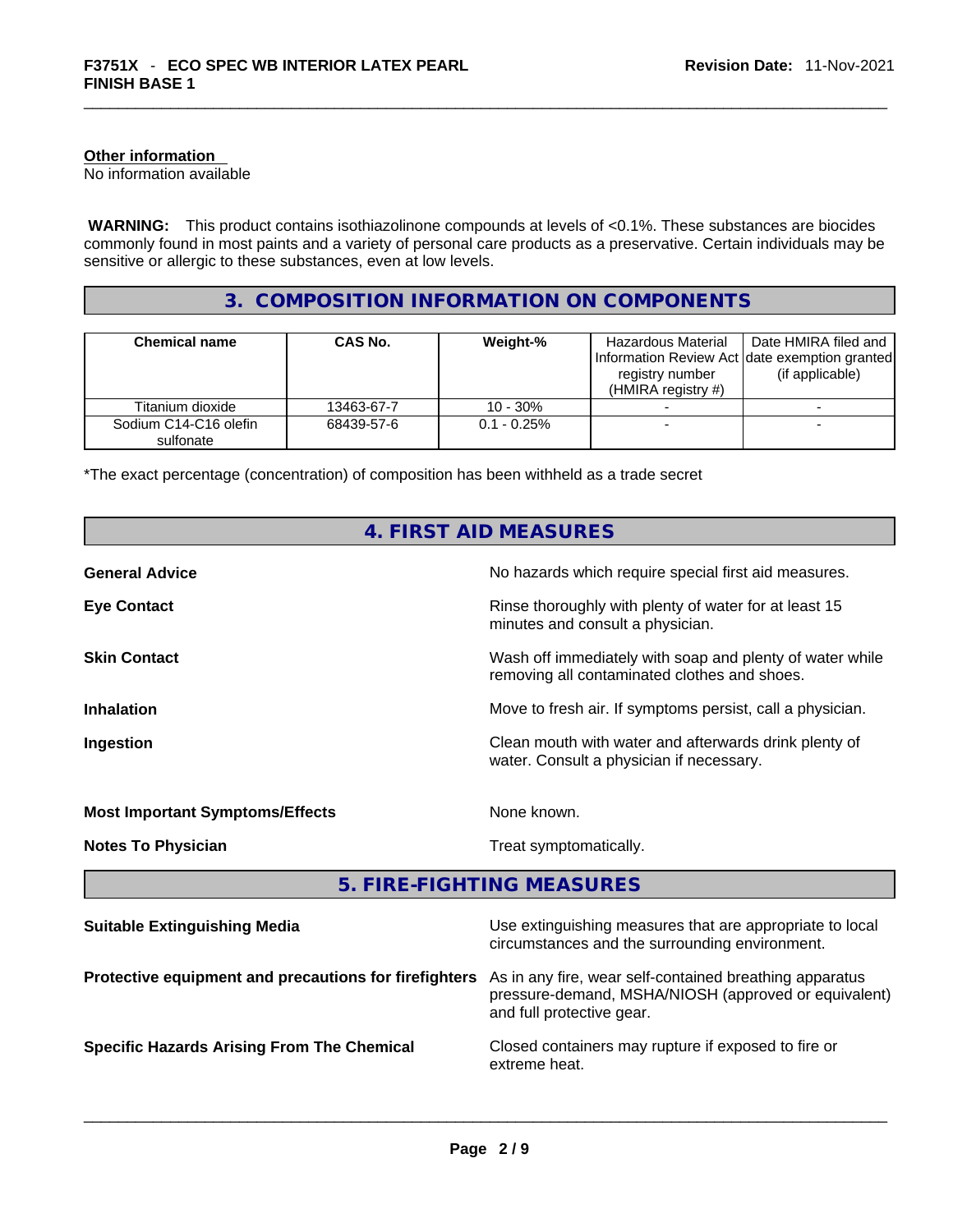**Other information**
No information available

**WARNING:** This product contains isothiazolinone compounds at levels of <0.1%. These substances are biocides commonly found in most paints and a variety of personal care products as a preservative. Certain individuals may be sensitive or allergic to these substances, even at low levels.

## 3. COMPOSITION INFORMATION ON COMPONENTS

| Chemical name | CAS No. | Weight-% | Hazardous Material Information Review Act registry number (HMIRA registry #) | Date HMIRA filed and date exemption granted (if applicable) |
|---|---|---|---|---|
| Titanium dioxide | 13463-67-7 | 10 - 30% | - | - |
| Sodium C14-C16 olefin sulfonate | 68439-57-6 | 0.1 - 0.25% | - | - |

*The exact percentage (concentration) of composition has been withheld as a trade secret

## 4. FIRST AID MEASURES

**General Advice** No hazards which require special first aid measures.

**Eye Contact** Rinse thoroughly with plenty of water for at least 15 minutes and consult a physician.

**Skin Contact** Wash off immediately with soap and plenty of water while removing all contaminated clothes and shoes.

**Inhalation** Move to fresh air. If symptoms persist, call a physician.

**Ingestion** Clean mouth with water and afterwards drink plenty of water. Consult a physician if necessary.

**Most Important Symptoms/Effects** None known.

**Notes To Physician** Treat symptomatically.

## 5. FIRE-FIGHTING MEASURES

**Suitable Extinguishing Media** Use extinguishing measures that are appropriate to local circumstances and the surrounding environment.

**Protective equipment and precautions for firefighters** As in any fire, wear self-contained breathing apparatus pressure-demand, MSHA/NIOSH (approved or equivalent) and full protective gear.

**Specific Hazards Arising From The Chemical** Closed containers may rupture if exposed to fire or extreme heat.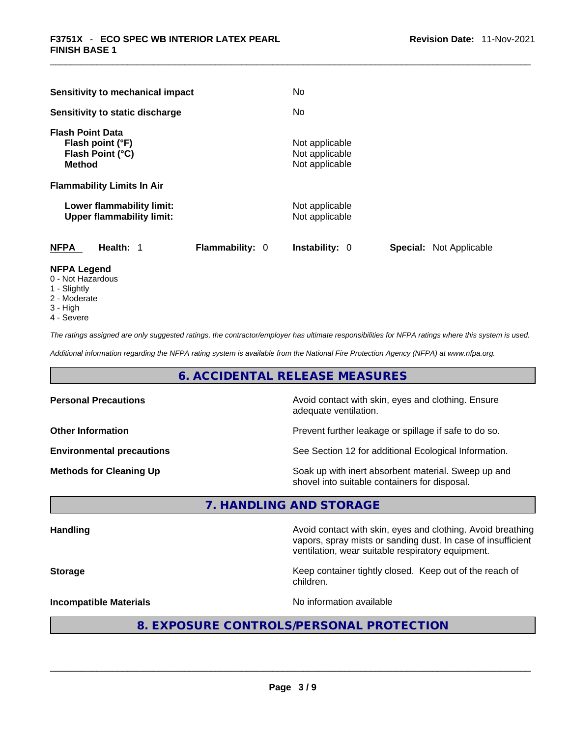| | |
|---|---|
| **Sensitivity to mechanical impact** | No |
| **Sensitivity to static discharge** | No |

**Flash Point Data**

| | |
|---|---|
| **Flash point (°F)** | Not applicable |
| **Flash Point (°C)** | Not applicable |
| **Method** | Not applicable |

**Flammability Limits In Air**

| | |
|---|---|
| **Lower flammability limit:** | Not applicable |
| **Upper flammability limit:** | Not applicable |

| **NFPA** | **Health:** 1 | **Flammability:** 0 | **Instability:** 0 | **Special:** Not Applicable |
|---|---|---|---|---|

**NFPA Legend**

- 0 - Not Hazardous
- 1 - Slightly
- 2 - Moderate
- 3 - High
- 4 - Severe

*The ratings assigned are only suggested ratings, the contractor/employer has ultimate responsibilities for NFPA ratings where this system is used.*

*Additional information regarding the NFPA rating system is available from the National Fire Protection Agency (NFPA) at www.nfpa.org.*

## 6. ACCIDENTAL RELEASE MEASURES

| | |
|---|---|
| **Personal Precautions** | Avoid contact with skin, eyes and clothing. Ensure adequate ventilation. |
| **Other Information** | Prevent further leakage or spillage if safe to do so. |
| **Environmental precautions** | See Section 12 for additional Ecological Information. |
| **Methods for Cleaning Up** | Soak up with inert absorbent material. Sweep up and shovel into suitable containers for disposal. |

## 7. HANDLING AND STORAGE

| | |
|---|---|
| **Handling** | Avoid contact with skin, eyes and clothing. Avoid breathing vapors, spray mists or sanding dust. In case of insufficient ventilation, wear suitable respiratory equipment. |
| **Storage** | Keep container tightly closed. Keep out of the reach of children. |
| **Incompatible Materials** | No information available |

## 8. EXPOSURE CONTROLS/PERSONAL PROTECTION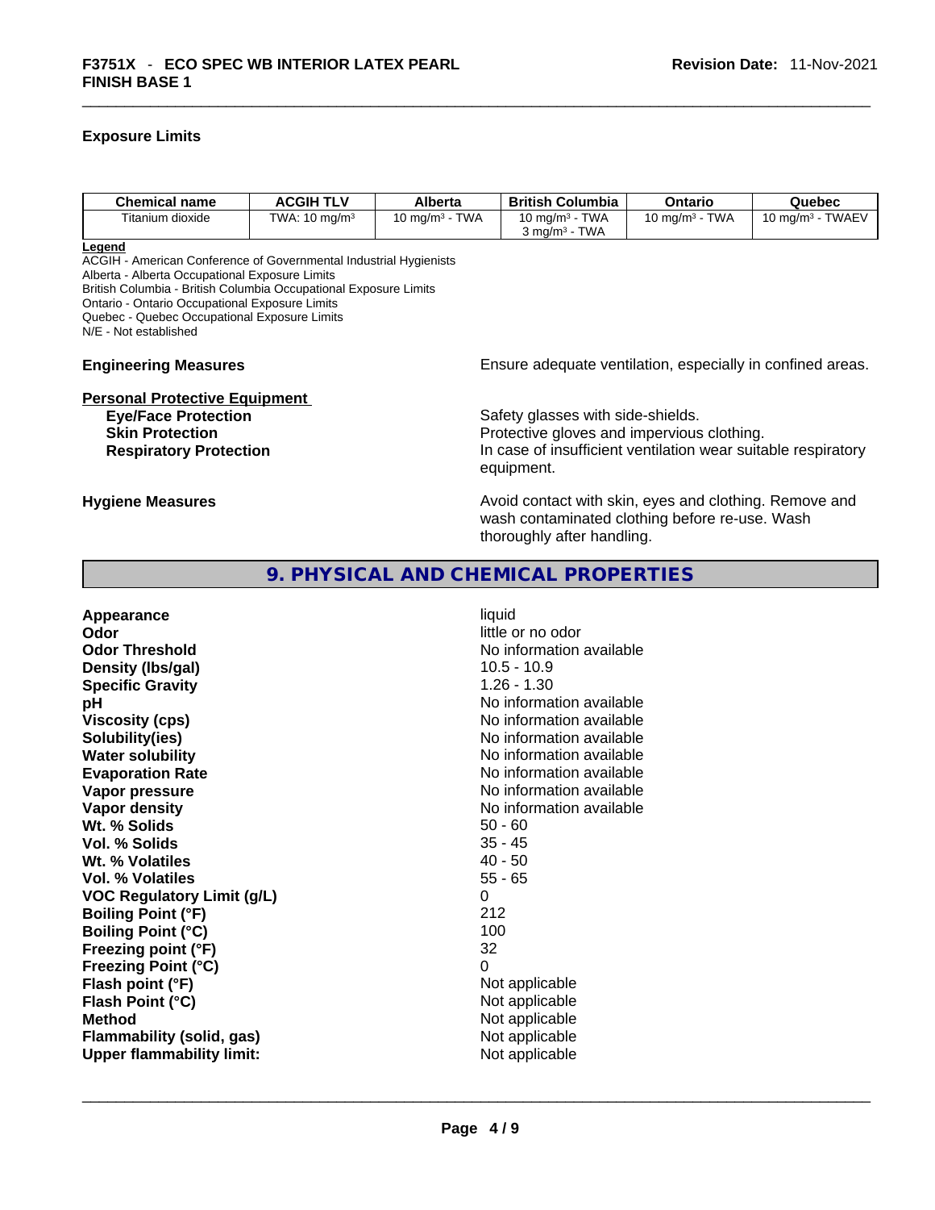### Exposure Limits

| Chemical name | ACGIH TLV | Alberta | British Columbia | Ontario | Quebec |
|---|---|---|---|---|---|
| Titanium dioxide | TWA: 10 mg/m³ | 10 mg/m³ - TWA | 10 mg/m³ - TWA<br>3 mg/m³ - TWA | 10 mg/m³ - TWA | 10 mg/m³ - TWAEV |

**Legend**
ACGIH - American Conference of Governmental Industrial Hygienists
Alberta - Alberta Occupational Exposure Limits
British Columbia - British Columbia Occupational Exposure Limits
Ontario - Ontario Occupational Exposure Limits
Quebec - Quebec Occupational Exposure Limits
N/E - Not established

**Engineering Measures** Ensure adequate ventilation, especially in confined areas.

**Personal Protective Equipment**

**Eye/Face Protection** Safety glasses with side-shields.

**Skin Protection** Protective gloves and impervious clothing.

**Respiratory Protection** In case of insufficient ventilation wear suitable respiratory equipment.

**Hygiene Measures** Avoid contact with skin, eyes and clothing. Remove and wash contaminated clothing before re-use. Wash thoroughly after handling.

## 9. PHYSICAL AND CHEMICAL PROPERTIES

| | |
|---|---|
| **Appearance** | liquid |
| **Odor** | little or no odor |
| **Odor Threshold** | No information available |
| **Density (lbs/gal)** | 10.5 - 10.9 |
| **Specific Gravity** | 1.26 - 1.30 |
| **pH** | No information available |
| **Viscosity (cps)** | No information available |
| **Solubility(ies)** | No information available |
| **Water solubility** | No information available |
| **Evaporation Rate** | No information available |
| **Vapor pressure** | No information available |
| **Vapor density** | No information available |
| **Wt. % Solids** | 50 - 60 |
| **Vol. % Solids** | 35 - 45 |
| **Wt. % Volatiles** | 40 - 50 |
| **Vol. % Volatiles** | 55 - 65 |
| **VOC Regulatory Limit (g/L)** | 0 |
| **Boiling Point (°F)** | 212 |
| **Boiling Point (°C)** | 100 |
| **Freezing point (°F)** | 32 |
| **Freezing Point (°C)** | 0 |
| **Flash point (°F)** | Not applicable |
| **Flash Point (°C)** | Not applicable |
| **Method** | Not applicable |
| **Flammability (solid, gas)** | Not applicable |
| **Upper flammability limit:** | Not applicable |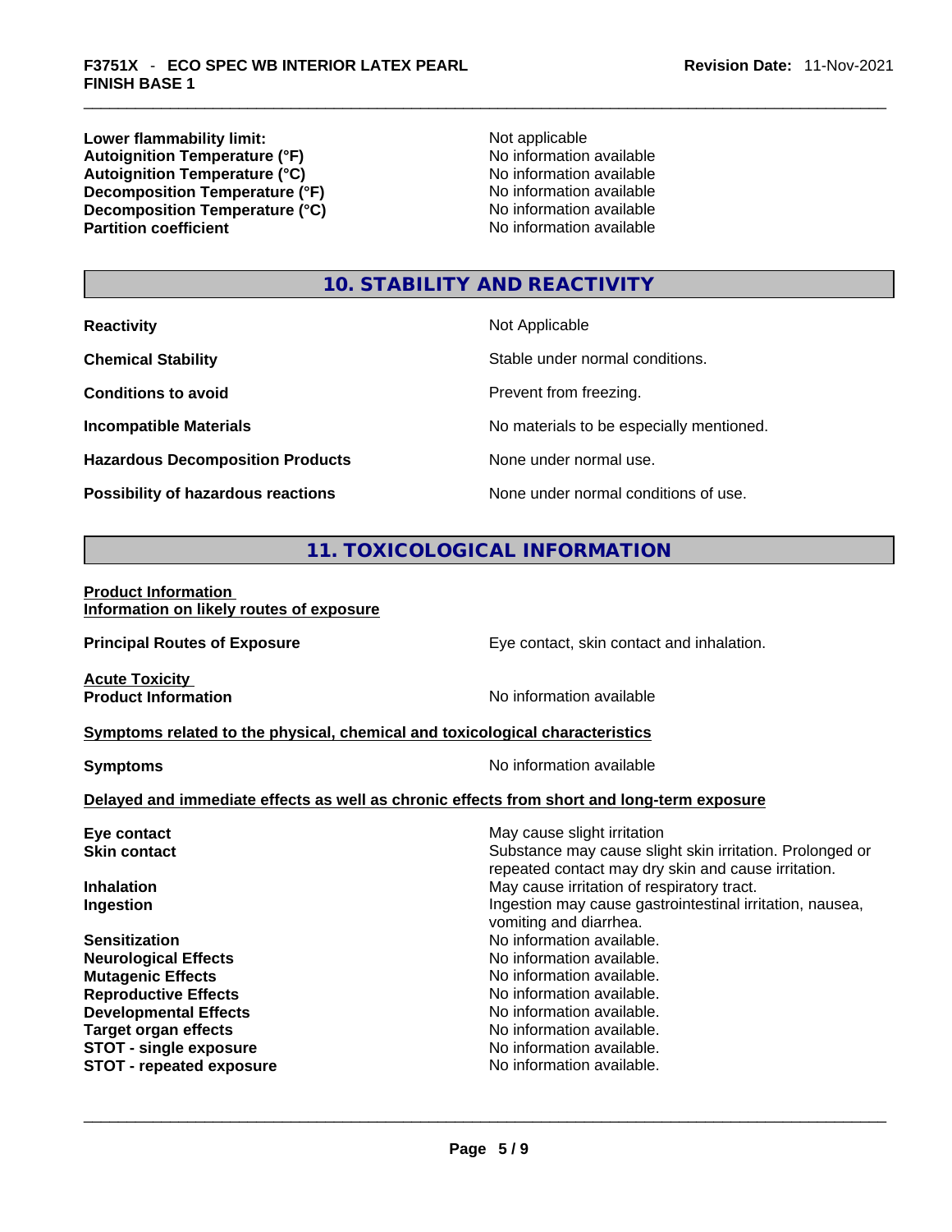| | |
|---|---|
| **Lower flammability limit:** | Not applicable |
| **Autoignition Temperature (°F)** | No information available |
| **Autoignition Temperature (°C)** | No information available |
| **Decomposition Temperature (°F)** | No information available |
| **Decomposition Temperature (°C)** | No information available |
| **Partition coefficient** | No information available |

## 10. STABILITY AND REACTIVITY

| | |
|---|---|
| **Reactivity** | Not Applicable |
| **Chemical Stability** | Stable under normal conditions. |
| **Conditions to avoid** | Prevent from freezing. |
| **Incompatible Materials** | No materials to be especially mentioned. |
| **Hazardous Decomposition Products** | None under normal use. |
| **Possibility of hazardous reactions** | None under normal conditions of use. |

## 11. TOXICOLOGICAL INFORMATION

**Product Information**
**Information on likely routes of exposure**

**Principal Routes of Exposure** — Eye contact, skin contact and inhalation.

**Acute Toxicity**
**Product Information** — No information available

**Symptoms related to the physical, chemical and toxicological characteristics**

**Symptoms** — No information available

**Delayed and immediate effects as well as chronic effects from short and long-term exposure**

| | |
|---|---|
| **Eye contact** | May cause slight irritation |
| **Skin contact** | Substance may cause slight skin irritation. Prolonged or repeated contact may dry skin and cause irritation. |
| **Inhalation** | May cause irritation of respiratory tract. |
| **Ingestion** | Ingestion may cause gastrointestinal irritation, nausea, vomiting and diarrhea. |
| **Sensitization** | No information available. |
| **Neurological Effects** | No information available. |
| **Mutagenic Effects** | No information available. |
| **Reproductive Effects** | No information available. |
| **Developmental Effects** | No information available. |
| **Target organ effects** | No information available. |
| **STOT - single exposure** | No information available. |
| **STOT - repeated exposure** | No information available. |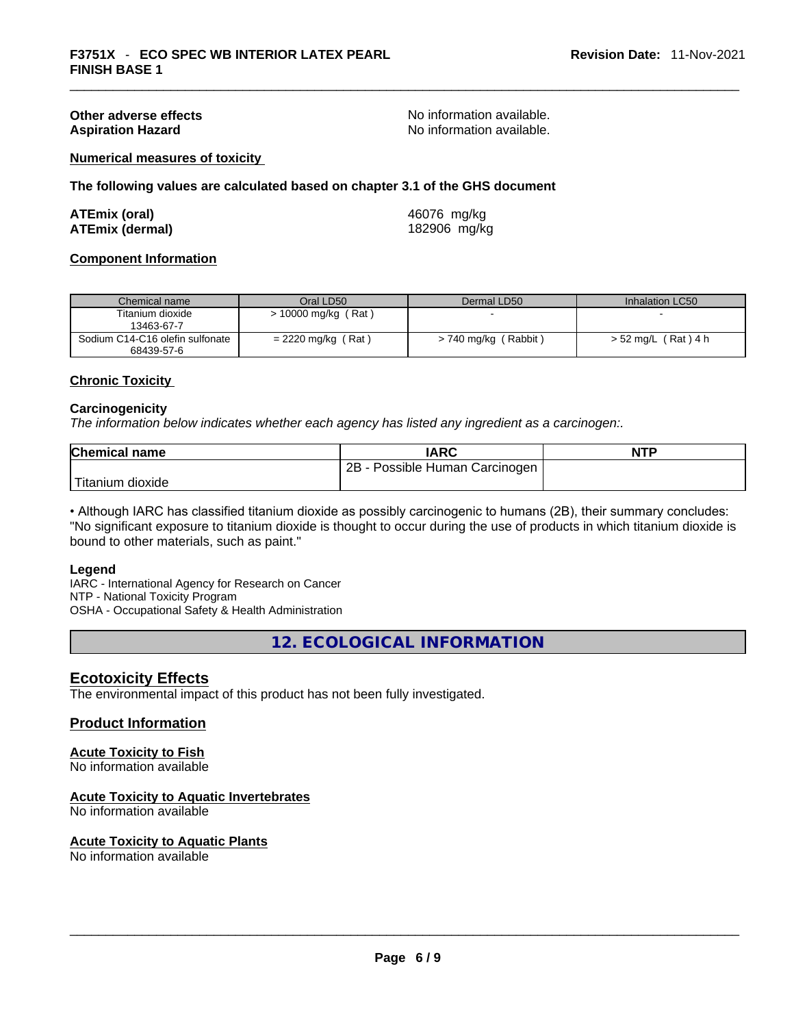**Other adverse effects** No information available.
**Aspiration Hazard** No information available.

**Numerical measures of toxicity**

**The following values are calculated based on chapter 3.1 of the GHS document**

**ATEmix (oral)** 46076 mg/kg
**ATEmix (dermal)** 182906 mg/kg

**Component Information**

| Chemical name | Oral LD50 | Dermal LD50 | Inhalation LC50 |
|---|---|---|---|
| Titanium dioxide 13463-67-7 | > 10000 mg/kg ( Rat ) | - | - |
| Sodium C14-C16 olefin sulfonate 68439-57-6 | = 2220 mg/kg ( Rat ) | > 740 mg/kg ( Rabbit ) | > 52 mg/L ( Rat ) 4 h |

**Chronic Toxicity**

**Carcinogenicity**

*The information below indicates whether each agency has listed any ingredient as a carcinogen:.*

| Chemical name | IARC | NTP |
|---|---|---|
| Titanium dioxide | 2B - Possible Human Carcinogen | |

• Although IARC has classified titanium dioxide as possibly carcinogenic to humans (2B), their summary concludes: "No significant exposure to titanium dioxide is thought to occur during the use of products in which titanium dioxide is bound to other materials, such as paint."

**Legend**

IARC - International Agency for Research on Cancer
NTP - National Toxicity Program
OSHA - Occupational Safety & Health Administration

## 12. ECOLOGICAL INFORMATION

### Ecotoxicity Effects

The environmental impact of this product has not been fully investigated.

### Product Information

**Acute Toxicity to Fish**

No information available

**Acute Toxicity to Aquatic Invertebrates**

No information available

**Acute Toxicity to Aquatic Plants**

No information available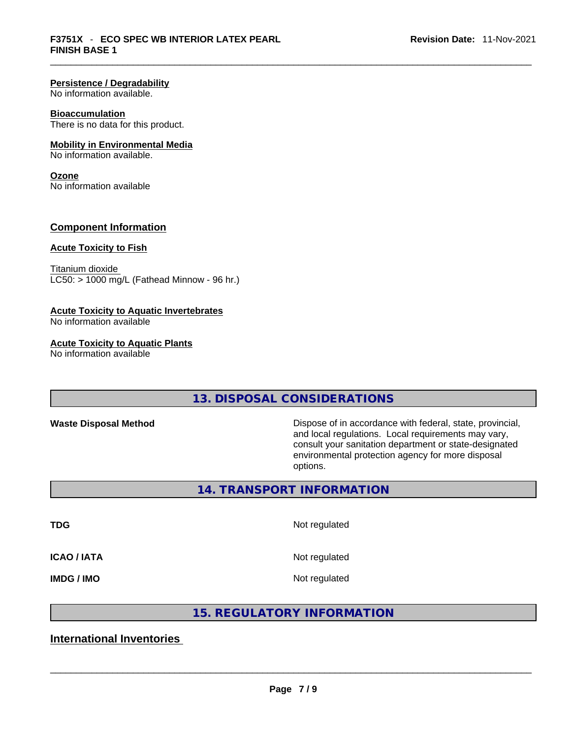**Persistence / Degradability**
No information available.

**Bioaccumulation**
There is no data for this product.

**Mobility in Environmental Media**
No information available.

**Ozone**
No information available

### Component Information

**Acute Toxicity to Fish**

Titanium dioxide
LC50: > 1000 mg/L (Fathead Minnow - 96 hr.)

**Acute Toxicity to Aquatic Invertebrates**
No information available

**Acute Toxicity to Aquatic Plants**
No information available

## 13. DISPOSAL CONSIDERATIONS

| | |
|---|---|
| **Waste Disposal Method** | Dispose of in accordance with federal, state, provincial, and local regulations. Local requirements may vary, consult your sanitation department or state-designated environmental protection agency for more disposal options. |

## 14. TRANSPORT INFORMATION

| | |
|---|---|
| **TDG** | Not regulated |
| **ICAO / IATA** | Not regulated |
| **IMDG / IMO** | Not regulated |

## 15. REGULATORY INFORMATION

### International Inventories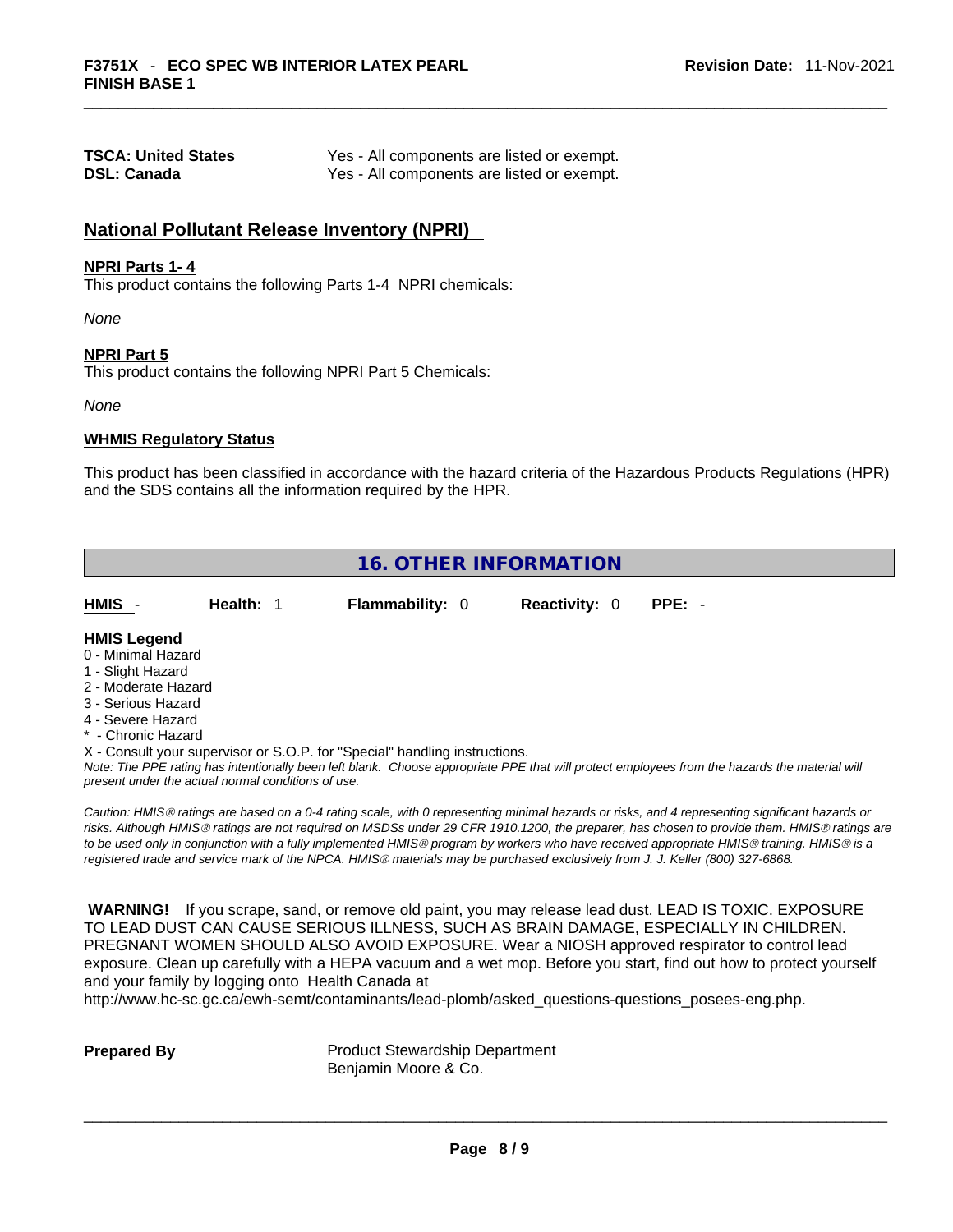| | |
|---|---|
| **TSCA: United States** | Yes - All components are listed or exempt. |
| **DSL: Canada** | Yes - All components are listed or exempt. |

## National Pollutant Release Inventory (NPRI)

**NPRI Parts 1- 4**

This product contains the following Parts 1-4 NPRI chemicals:

*None*

**NPRI Part 5**

This product contains the following NPRI Part 5 Chemicals:

*None*

**WHMIS Regulatory Status**

This product has been classified in accordance with the hazard criteria of the Hazardous Products Regulations (HPR) and the SDS contains all the information required by the HPR.

## 16. OTHER INFORMATION

| HMIS - | Health: 1 | Flammability: 0 | Reactivity: 0 | PPE: - |
|---|---|---|---|---|

**HMIS Legend**

0 - Minimal Hazard
1 - Slight Hazard
2 - Moderate Hazard
3 - Serious Hazard
4 - Severe Hazard
* - Chronic Hazard
X - Consult your supervisor or S.O.P. for "Special" handling instructions.

*Note: The PPE rating has intentionally been left blank. Choose appropriate PPE that will protect employees from the hazards the material will present under the actual normal conditions of use.*

*Caution: HMIS® ratings are based on a 0-4 rating scale, with 0 representing minimal hazards or risks, and 4 representing significant hazards or risks. Although HMIS® ratings are not required on MSDSs under 29 CFR 1910.1200, the preparer, has chosen to provide them. HMIS® ratings are to be used only in conjunction with a fully implemented HMIS® program by workers who have received appropriate HMIS® training. HMIS® is a registered trade and service mark of the NPCA. HMIS® materials may be purchased exclusively from J. J. Keller (800) 327-6868.*

**WARNING!** If you scrape, sand, or remove old paint, you may release lead dust. LEAD IS TOXIC. EXPOSURE TO LEAD DUST CAN CAUSE SERIOUS ILLNESS, SUCH AS BRAIN DAMAGE, ESPECIALLY IN CHILDREN. PREGNANT WOMEN SHOULD ALSO AVOID EXPOSURE. Wear a NIOSH approved respirator to control lead exposure. Clean up carefully with a HEPA vacuum and a wet mop. Before you start, find out how to protect yourself and your family by logging onto Health Canada at http://www.hc-sc.gc.ca/ewh-semt/contaminants/lead-plomb/asked_questions-questions_posees-eng.php.

| | |
|---|---|
| **Prepared By** | Product Stewardship Department<br>Benjamin Moore & Co. |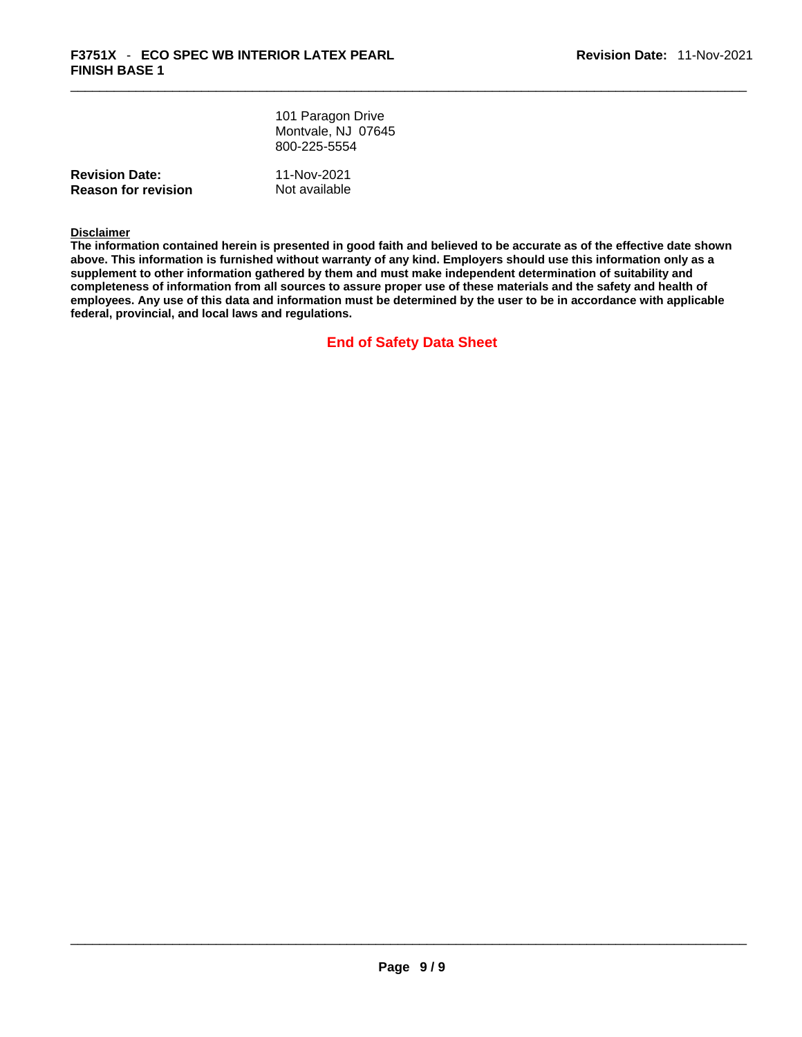101 Paragon Drive
Montvale, NJ 07645
800-225-5554

| | |
|---|---|
| **Revision Date:** | 11-Nov-2021 |
| **Reason for revision** | Not available |

**Disclaimer**

**The information contained herein is presented in good faith and believed to be accurate as of the effective date shown above. This information is furnished without warranty of any kind. Employers should use this information only as a supplement to other information gathered by them and must make independent determination of suitability and completeness of information from all sources to assure proper use of these materials and the safety and health of employees. Any use of this data and information must be determined by the user to be in accordance with applicable federal, provincial, and local laws and regulations.**

**End of Safety Data Sheet**